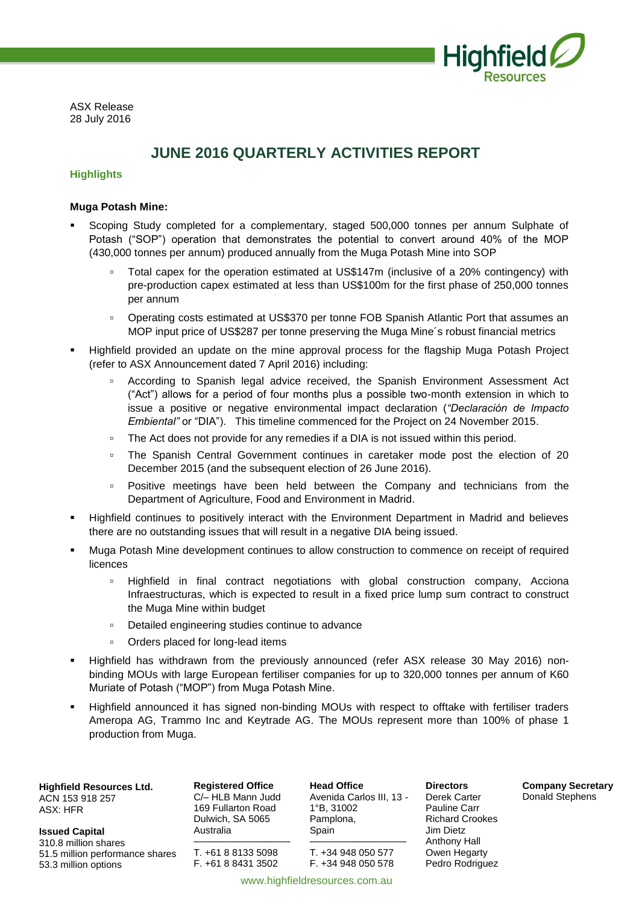ASX Release
28 July 2016

# JUNE 2016 QUARTERLY ACTIVITIES REPORT

## Highlights

**Muga Potash Mine:**

- Scoping Study completed for a complementary, staged 500,000 tonnes per annum Sulphate of Potash ("SOP") operation that demonstrates the potential to convert around 40% of the MOP (430,000 tonnes per annum) produced annually from the Muga Potash Mine into SOP
  - Total capex for the operation estimated at US$147m (inclusive of a 20% contingency) with pre-production capex estimated at less than US$100m for the first phase of 250,000 tonnes per annum
  - Operating costs estimated at US$370 per tonne FOB Spanish Atlantic Port that assumes an MOP input price of US$287 per tonne preserving the Muga Mine´s robust financial metrics
- Highfield provided an update on the mine approval process for the flagship Muga Potash Project (refer to ASX Announcement dated 7 April 2016) including:
  - According to Spanish legal advice received, the Spanish Environment Assessment Act ("Act") allows for a period of four months plus a possible two-month extension in which to issue a positive or negative environmental impact declaration (*"Declaración de Impacto Embiental"* or "DIA"). This timeline commenced for the Project on 24 November 2015.
  - The Act does not provide for any remedies if a DIA is not issued within this period.
  - The Spanish Central Government continues in caretaker mode post the election of 20 December 2015 (and the subsequent election of 26 June 2016).
  - Positive meetings have been held between the Company and technicians from the Department of Agriculture, Food and Environment in Madrid.
- Highfield continues to positively interact with the Environment Department in Madrid and believes there are no outstanding issues that will result in a negative DIA being issued.
- Muga Potash Mine development continues to allow construction to commence on receipt of required licences
  - Highfield in final contract negotiations with global construction company, Acciona Infraestructuras, which is expected to result in a fixed price lump sum contract to construct the Muga Mine within budget
  - Detailed engineering studies continue to advance
  - Orders placed for long-lead items
- Highfield has withdrawn from the previously announced (refer ASX release 30 May 2016) non-binding MOUs with large European fertiliser companies for up to 320,000 tonnes per annum of K60 Muriate of Potash ("MOP") from Muga Potash Mine.
- Highfield announced it has signed non-binding MOUs with respect to offtake with fertiliser traders Ameropa AG, Trammo Inc and Keytrade AG. The MOUs represent more than 100% of phase 1 production from Muga.

**Highfield Resources Ltd.**
ACN 153 918 257
ASX: HFR

**Issued Capital**
310.8 million shares
51.5 million performance shares
53.3 million options

**Registered Office**
C/– HLB Mann Judd
169 Fullarton Road
Dulwich, SA 5065
Australia

T. +61 8 8133 5098
F. +61 8 8431 3502

**Head Office**
Avenida Carlos III, 13 - 1°B, 31002
Pamplona,
Spain

T. +34 948 050 577
F. +34 948 050 578

**Directors**
Derek Carter
Pauline Carr
Richard Crookes
Jim Dietz
Anthony Hall
Owen Hegarty
Pedro Rodriguez

**Company Secretary**
Donald Stephens

www.highfieldresources.com.au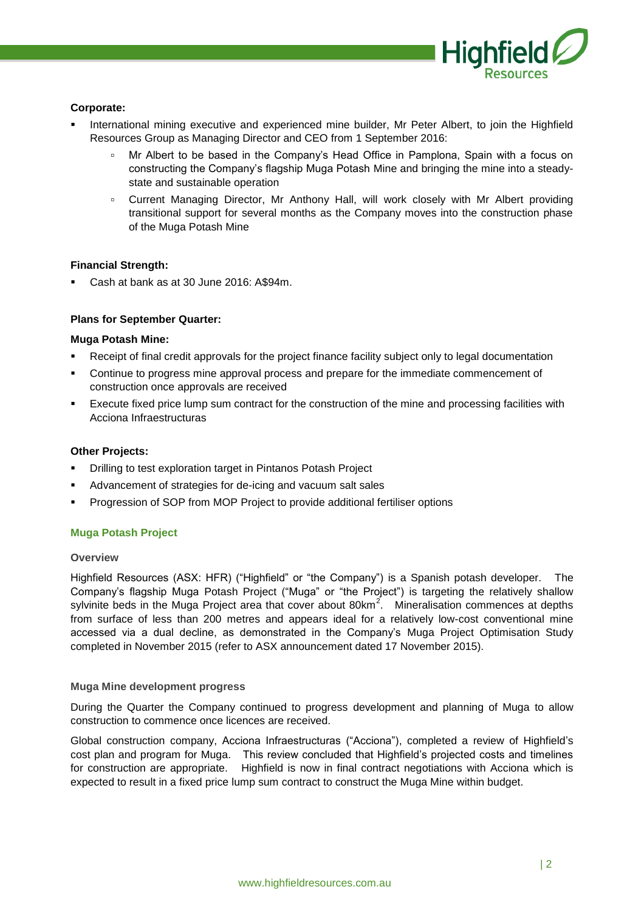**Corporate:**

- International mining executive and experienced mine builder, Mr Peter Albert, to join the Highfield Resources Group as Managing Director and CEO from 1 September 2016:
    - Mr Albert to be based in the Company's Head Office in Pamplona, Spain with a focus on constructing the Company's flagship Muga Potash Mine and bringing the mine into a steady-state and sustainable operation
    - Current Managing Director, Mr Anthony Hall, will work closely with Mr Albert providing transitional support for several months as the Company moves into the construction phase of the Muga Potash Mine

**Financial Strength:**

- Cash at bank as at 30 June 2016: A$94m.

**Plans for September Quarter:**

**Muga Potash Mine:**

- Receipt of final credit approvals for the project finance facility subject only to legal documentation
- Continue to progress mine approval process and prepare for the immediate commencement of construction once approvals are received
- Execute fixed price lump sum contract for the construction of the mine and processing facilities with Acciona Infraestructuras

**Other Projects:**

- Drilling to test exploration target in Pintanos Potash Project
- Advancement of strategies for de-icing and vacuum salt sales
- Progression of SOP from MOP Project to provide additional fertiliser options

## Muga Potash Project

### Overview

Highfield Resources (ASX: HFR) ("Highfield" or "the Company") is a Spanish potash developer. The Company's flagship Muga Potash Project ("Muga" or "the Project") is targeting the relatively shallow sylvinite beds in the Muga Project area that cover about 80km$^2$. Mineralisation commences at depths from surface of less than 200 metres and appears ideal for a relatively low-cost conventional mine accessed via a dual decline, as demonstrated in the Company's Muga Project Optimisation Study completed in November 2015 (refer to ASX announcement dated 17 November 2015).

### Muga Mine development progress

During the Quarter the Company continued to progress development and planning of Muga to allow construction to commence once licences are received.

Global construction company, Acciona Infraestructuras ("Acciona"), completed a review of Highfield's cost plan and program for Muga. This review concluded that Highfield's projected costs and timelines for construction are appropriate. Highfield is now in final contract negotiations with Acciona which is expected to result in a fixed price lump sum contract to construct the Muga Mine within budget.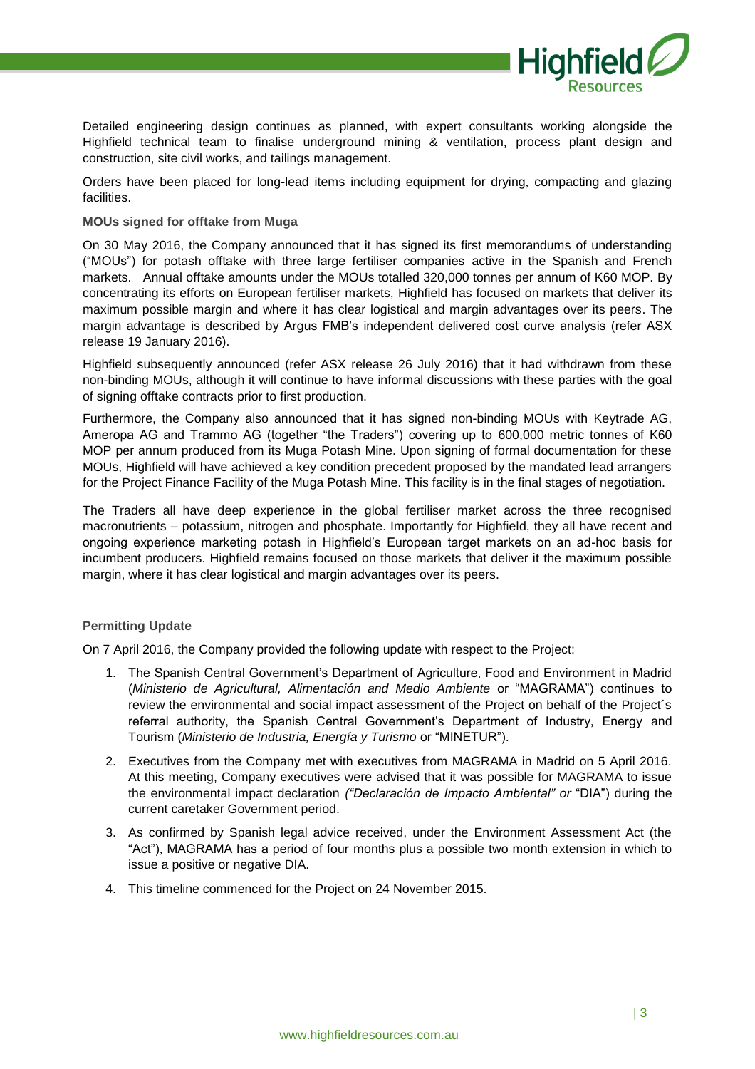Detailed engineering design continues as planned, with expert consultants working alongside the Highfield technical team to finalise underground mining & ventilation, process plant design and construction, site civil works, and tailings management.

Orders have been placed for long-lead items including equipment for drying, compacting and glazing facilities.

**MOUs signed for offtake from Muga**

On 30 May 2016, the Company announced that it has signed its first memorandums of understanding ("MOUs") for potash offtake with three large fertiliser companies active in the Spanish and French markets. Annual offtake amounts under the MOUs totalled 320,000 tonnes per annum of K60 MOP. By concentrating its efforts on European fertiliser markets, Highfield has focused on markets that deliver its maximum possible margin and where it has clear logistical and margin advantages over its peers. The margin advantage is described by Argus FMB's independent delivered cost curve analysis (refer ASX release 19 January 2016).

Highfield subsequently announced (refer ASX release 26 July 2016) that it had withdrawn from these non-binding MOUs, although it will continue to have informal discussions with these parties with the goal of signing offtake contracts prior to first production.

Furthermore, the Company also announced that it has signed non-binding MOUs with Keytrade AG, Ameropa AG and Trammo AG (together "the Traders") covering up to 600,000 metric tonnes of K60 MOP per annum produced from its Muga Potash Mine. Upon signing of formal documentation for these MOUs, Highfield will have achieved a key condition precedent proposed by the mandated lead arrangers for the Project Finance Facility of the Muga Potash Mine. This facility is in the final stages of negotiation.

The Traders all have deep experience in the global fertiliser market across the three recognised macronutrients – potassium, nitrogen and phosphate. Importantly for Highfield, they all have recent and ongoing experience marketing potash in Highfield's European target markets on an ad-hoc basis for incumbent producers. Highfield remains focused on those markets that deliver it the maximum possible margin, where it has clear logistical and margin advantages over its peers.

**Permitting Update**

On 7 April 2016, the Company provided the following update with respect to the Project:

1. The Spanish Central Government's Department of Agriculture, Food and Environment in Madrid (*Ministerio de Agricultural, Alimentación and Medio Ambiente* or "MAGRAMA") continues to review the environmental and social impact assessment of the Project on behalf of the Project´s referral authority, the Spanish Central Government's Department of Industry, Energy and Tourism (*Ministerio de Industria, Energía y Turismo* or "MINETUR").
2. Executives from the Company met with executives from MAGRAMA in Madrid on 5 April 2016. At this meeting, Company executives were advised that it was possible for MAGRAMA to issue the environmental impact declaration *("Declaración de Impacto Ambiental" or* "DIA") during the current caretaker Government period.
3. As confirmed by Spanish legal advice received, under the Environment Assessment Act (the "Act"), MAGRAMA has a period of four months plus a possible two month extension in which to issue a positive or negative DIA.
4. This timeline commenced for the Project on 24 November 2015.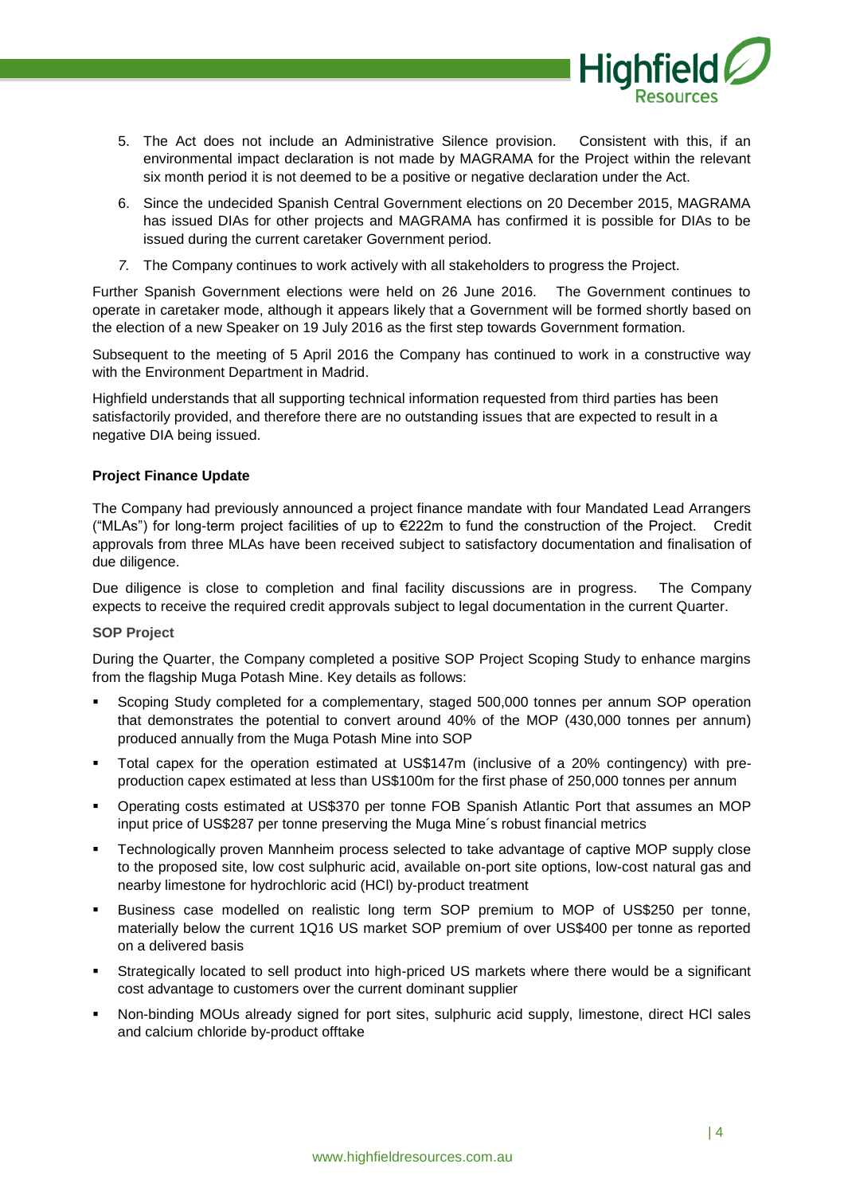5. The Act does not include an Administrative Silence provision. Consistent with this, if an environmental impact declaration is not made by MAGRAMA for the Project within the relevant six month period it is not deemed to be a positive or negative declaration under the Act.
6. Since the undecided Spanish Central Government elections on 20 December 2015, MAGRAMA has issued DIAs for other projects and MAGRAMA has confirmed it is possible for DIAs to be issued during the current caretaker Government period.
7. The Company continues to work actively with all stakeholders to progress the Project.

Further Spanish Government elections were held on 26 June 2016. The Government continues to operate in caretaker mode, although it appears likely that a Government will be formed shortly based on the election of a new Speaker on 19 July 2016 as the first step towards Government formation.

Subsequent to the meeting of 5 April 2016 the Company has continued to work in a constructive way with the Environment Department in Madrid.

Highfield understands that all supporting technical information requested from third parties has been satisfactorily provided, and therefore there are no outstanding issues that are expected to result in a negative DIA being issued.

**Project Finance Update**

The Company had previously announced a project finance mandate with four Mandated Lead Arrangers ("MLAs") for long-term project facilities of up to €222m to fund the construction of the Project. Credit approvals from three MLAs have been received subject to satisfactory documentation and finalisation of due diligence.

Due diligence is close to completion and final facility discussions are in progress. The Company expects to receive the required credit approvals subject to legal documentation in the current Quarter.

**SOP Project**

During the Quarter, the Company completed a positive SOP Project Scoping Study to enhance margins from the flagship Muga Potash Mine. Key details as follows:

- Scoping Study completed for a complementary, staged 500,000 tonnes per annum SOP operation that demonstrates the potential to convert around 40% of the MOP (430,000 tonnes per annum) produced annually from the Muga Potash Mine into SOP
- Total capex for the operation estimated at US$147m (inclusive of a 20% contingency) with pre-production capex estimated at less than US$100m for the first phase of 250,000 tonnes per annum
- Operating costs estimated at US$370 per tonne FOB Spanish Atlantic Port that assumes an MOP input price of US$287 per tonne preserving the Muga Mine´s robust financial metrics
- Technologically proven Mannheim process selected to take advantage of captive MOP supply close to the proposed site, low cost sulphuric acid, available on-port site options, low-cost natural gas and nearby limestone for hydrochloric acid (HCl) by-product treatment
- Business case modelled on realistic long term SOP premium to MOP of US$250 per tonne, materially below the current 1Q16 US market SOP premium of over US$400 per tonne as reported on a delivered basis
- Strategically located to sell product into high-priced US markets where there would be a significant cost advantage to customers over the current dominant supplier
- Non-binding MOUs already signed for port sites, sulphuric acid supply, limestone, direct HCl sales and calcium chloride by-product offtake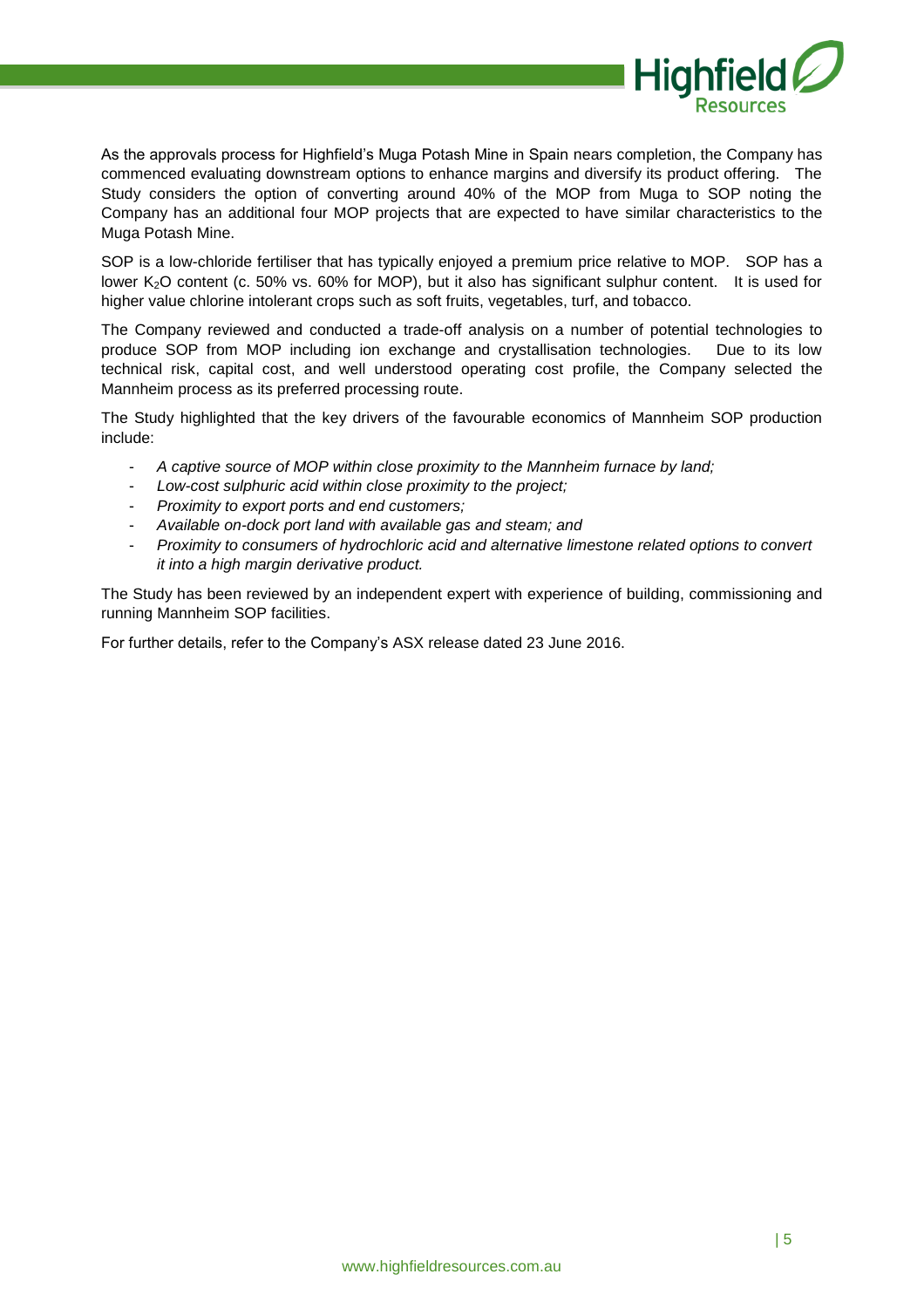As the approvals process for Highfield's Muga Potash Mine in Spain nears completion, the Company has commenced evaluating downstream options to enhance margins and diversify its product offering. The Study considers the option of converting around 40% of the MOP from Muga to SOP noting the Company has an additional four MOP projects that are expected to have similar characteristics to the Muga Potash Mine.

SOP is a low-chloride fertiliser that has typically enjoyed a premium price relative to MOP. SOP has a lower $K_2O$ content (c. 50% vs. 60% for MOP), but it also has significant sulphur content. It is used for higher value chlorine intolerant crops such as soft fruits, vegetables, turf, and tobacco.

The Company reviewed and conducted a trade-off analysis on a number of potential technologies to produce SOP from MOP including ion exchange and crystallisation technologies. Due to its low technical risk, capital cost, and well understood operating cost profile, the Company selected the Mannheim process as its preferred processing route.

The Study highlighted that the key drivers of the favourable economics of Mannheim SOP production include:

- *A captive source of MOP within close proximity to the Mannheim furnace by land;*
- *Low-cost sulphuric acid within close proximity to the project;*
- *Proximity to export ports and end customers;*
- *Available on-dock port land with available gas and steam; and*
- *Proximity to consumers of hydrochloric acid and alternative limestone related options to convert it into a high margin derivative product.*

The Study has been reviewed by an independent expert with experience of building, commissioning and running Mannheim SOP facilities.

For further details, refer to the Company's ASX release dated 23 June 2016.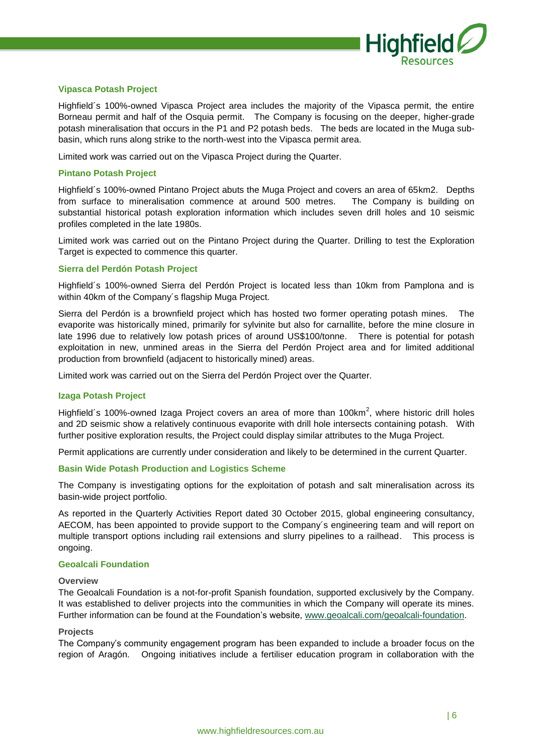### Vipasca Potash Project

Highfield´s 100%-owned Vipasca Project area includes the majority of the Vipasca permit, the entire Borneau permit and half of the Osquia permit. The Company is focusing on the deeper, higher-grade potash mineralisation that occurs in the P1 and P2 potash beds. The beds are located in the Muga sub-basin, which runs along strike to the north-west into the Vipasca permit area.

Limited work was carried out on the Vipasca Project during the Quarter.

### Pintano Potash Project

Highfield´s 100%-owned Pintano Project abuts the Muga Project and covers an area of 65km2. Depths from surface to mineralisation commence at around 500 metres. The Company is building on substantial historical potash exploration information which includes seven drill holes and 10 seismic profiles completed in the late 1980s.

Limited work was carried out on the Pintano Project during the Quarter. Drilling to test the Exploration Target is expected to commence this quarter.

### Sierra del Perdón Potash Project

Highfield´s 100%-owned Sierra del Perdón Project is located less than 10km from Pamplona and is within 40km of the Company´s flagship Muga Project.

Sierra del Perdón is a brownfield project which has hosted two former operating potash mines. The evaporite was historically mined, primarily for sylvinite but also for carnallite, before the mine closure in late 1996 due to relatively low potash prices of around US$100/tonne. There is potential for potash exploitation in new, unmined areas in the Sierra del Perdón Project area and for limited additional production from brownfield (adjacent to historically mined) areas.

Limited work was carried out on the Sierra del Perdón Project over the Quarter.

### Izaga Potash Project

Highfield´s 100%-owned Izaga Project covers an area of more than $100km^2$, where historic drill holes and 2D seismic show a relatively continuous evaporite with drill hole intersects containing potash. With further positive exploration results, the Project could display similar attributes to the Muga Project.

Permit applications are currently under consideration and likely to be determined in the current Quarter.

### Basin Wide Potash Production and Logistics Scheme

The Company is investigating options for the exploitation of potash and salt mineralisation across its basin-wide project portfolio.

As reported in the Quarterly Activities Report dated 30 October 2015, global engineering consultancy, AECOM, has been appointed to provide support to the Company´s engineering team and will report on multiple transport options including rail extensions and slurry pipelines to a railhead. This process is ongoing.

### Geoalcali Foundation

#### Overview

The Geoalcali Foundation is a not-for-profit Spanish foundation, supported exclusively by the Company. It was established to deliver projects into the communities in which the Company will operate its mines. Further information can be found at the Foundation's website, www.geoalcali.com/geoalcali-foundation.

#### Projects

The Company's community engagement program has been expanded to include a broader focus on the region of Aragón. Ongoing initiatives include a fertiliser education program in collaboration with the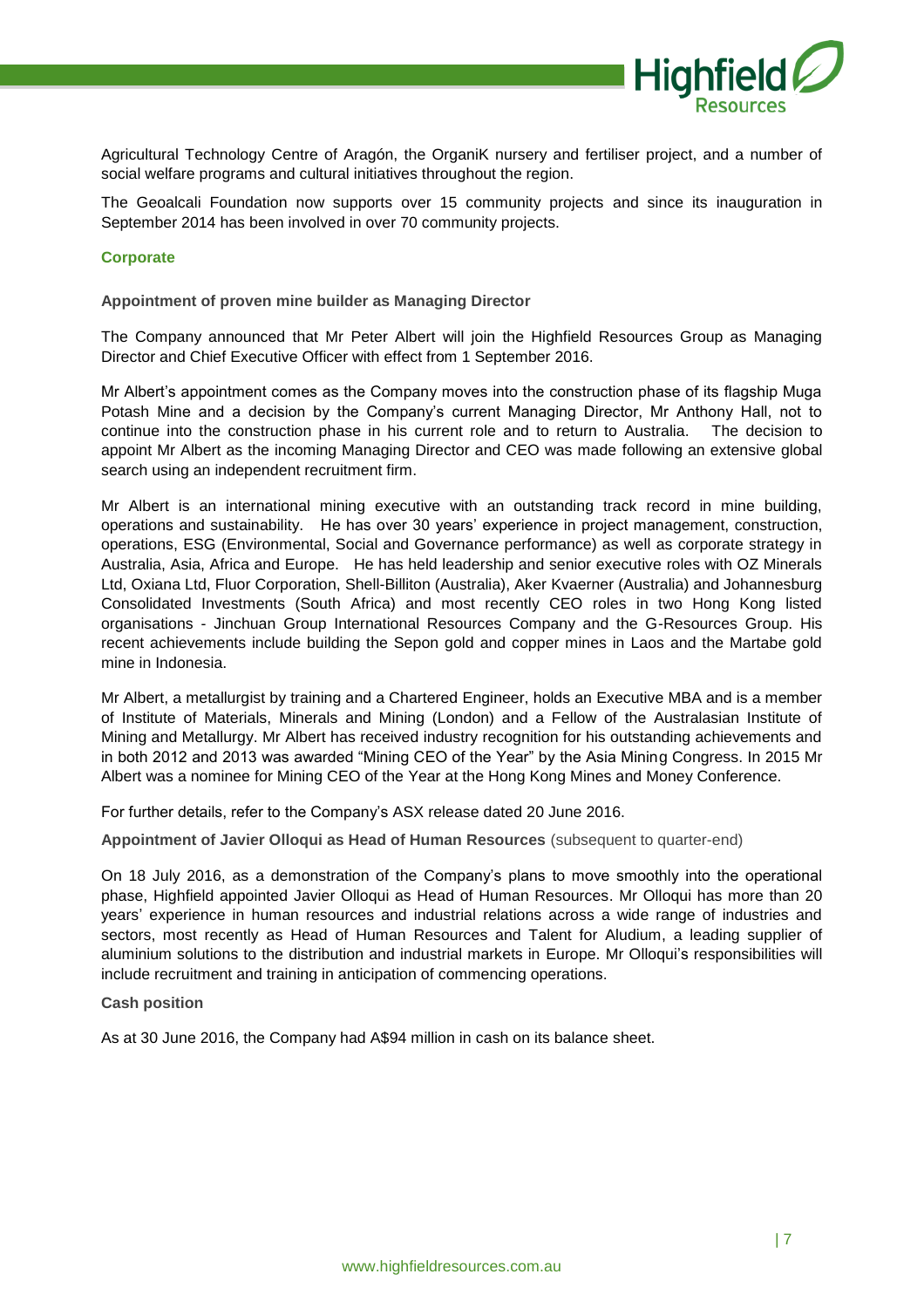Agricultural Technology Centre of Aragón, the OrganiK nursery and fertiliser project, and a number of social welfare programs and cultural initiatives throughout the region.

The Geoalcali Foundation now supports over 15 community projects and since its inauguration in September 2014 has been involved in over 70 community projects.

## Corporate

### Appointment of proven mine builder as Managing Director

The Company announced that Mr Peter Albert will join the Highfield Resources Group as Managing Director and Chief Executive Officer with effect from 1 September 2016.

Mr Albert's appointment comes as the Company moves into the construction phase of its flagship Muga Potash Mine and a decision by the Company's current Managing Director, Mr Anthony Hall, not to continue into the construction phase in his current role and to return to Australia. The decision to appoint Mr Albert as the incoming Managing Director and CEO was made following an extensive global search using an independent recruitment firm.

Mr Albert is an international mining executive with an outstanding track record in mine building, operations and sustainability. He has over 30 years' experience in project management, construction, operations, ESG (Environmental, Social and Governance performance) as well as corporate strategy in Australia, Asia, Africa and Europe. He has held leadership and senior executive roles with OZ Minerals Ltd, Oxiana Ltd, Fluor Corporation, Shell-Billiton (Australia), Aker Kvaerner (Australia) and Johannesburg Consolidated Investments (South Africa) and most recently CEO roles in two Hong Kong listed organisations - Jinchuan Group International Resources Company and the G-Resources Group. His recent achievements include building the Sepon gold and copper mines in Laos and the Martabe gold mine in Indonesia.

Mr Albert, a metallurgist by training and a Chartered Engineer, holds an Executive MBA and is a member of Institute of Materials, Minerals and Mining (London) and a Fellow of the Australasian Institute of Mining and Metallurgy. Mr Albert has received industry recognition for his outstanding achievements and in both 2012 and 2013 was awarded "Mining CEO of the Year" by the Asia Mining Congress. In 2015 Mr Albert was a nominee for Mining CEO of the Year at the Hong Kong Mines and Money Conference.

For further details, refer to the Company's ASX release dated 20 June 2016.

### Appointment of Javier Olloqui as Head of Human Resources (subsequent to quarter-end)

On 18 July 2016, as a demonstration of the Company's plans to move smoothly into the operational phase, Highfield appointed Javier Olloqui as Head of Human Resources. Mr Olloqui has more than 20 years' experience in human resources and industrial relations across a wide range of industries and sectors, most recently as Head of Human Resources and Talent for Aludium, a leading supplier of aluminium solutions to the distribution and industrial markets in Europe. Mr Olloqui's responsibilities will include recruitment and training in anticipation of commencing operations.

### Cash position

As at 30 June 2016, the Company had A$94 million in cash on its balance sheet.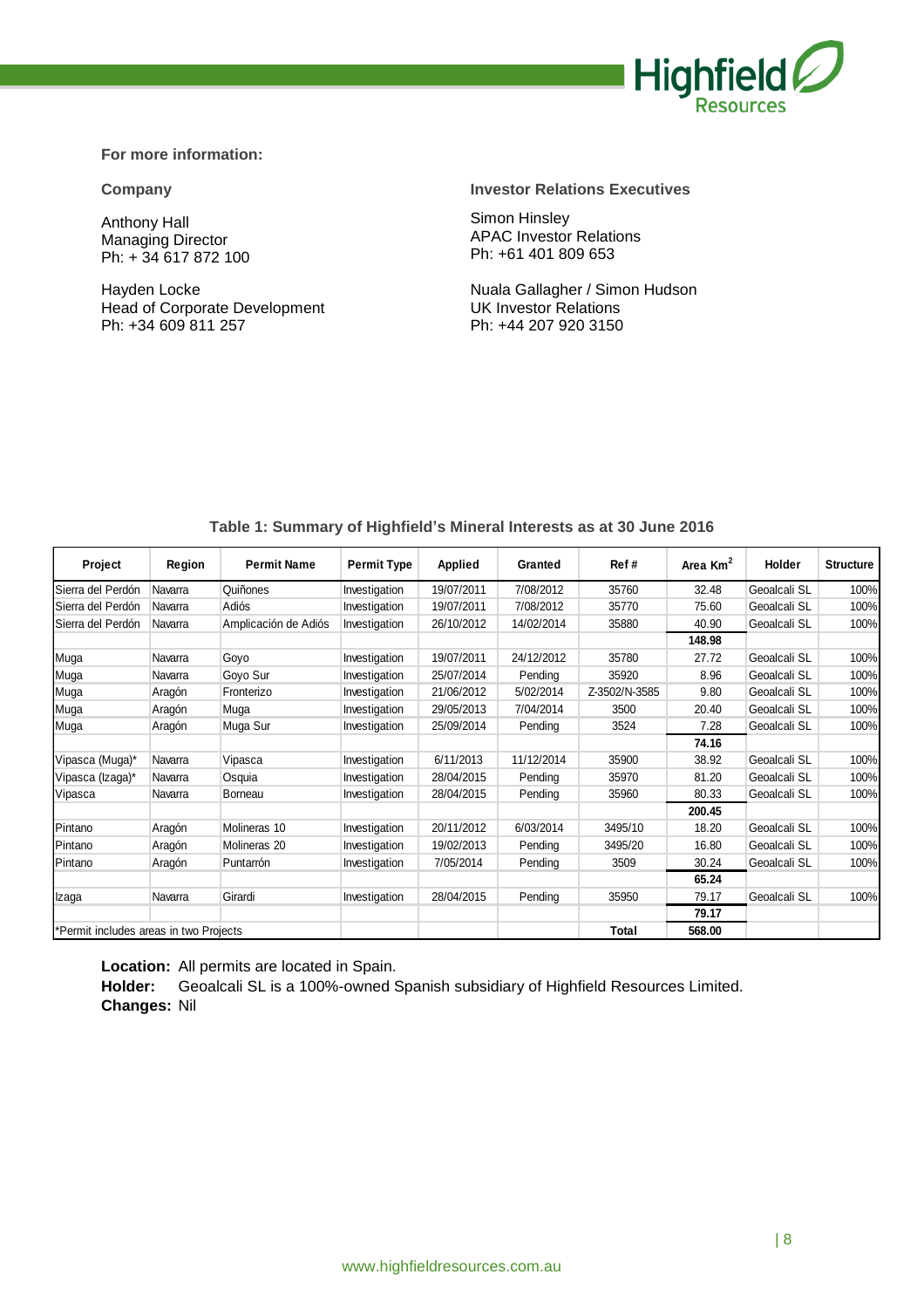**For more information:**

**Company**

Anthony Hall
Managing Director
Ph: + 34 617 872 100

Hayden Locke
Head of Corporate Development
Ph: +34 609 811 257

**Investor Relations Executives**

Simon Hinsley
APAC Investor Relations
Ph: +61 401 809 653

Nuala Gallagher / Simon Hudson
UK Investor Relations
Ph: +44 207 920 3150

**Table 1: Summary of Highfield's Mineral Interests as at 30 June 2016**

| Project | Region | Permit Name | Permit Type | Applied | Granted | Ref # | Area $Km^2$ | Holder | Structure |
|---|---|---|---|---|---|---|---|---|---|
| Sierra del Perdón | Navarra | Quiñones | Investigation | 19/07/2011 | 7/08/2012 | 35760 | 32.48 | Geoalcali SL | 100% |
| Sierra del Perdón | Navarra | Adiós | Investigation | 19/07/2011 | 7/08/2012 | 35770 | 75.60 | Geoalcali SL | 100% |
| Sierra del Perdón | Navarra | Amplicación de Adiós | Investigation | 26/10/2012 | 14/02/2014 | 35880 | 40.90 | Geoalcali SL | 100% |
| | | | | | | | **148.98** | | |
| Muga | Navarra | Goyo | Investigation | 19/07/2011 | 24/12/2012 | 35780 | 27.72 | Geoalcali SL | 100% |
| Muga | Navarra | Goyo Sur | Investigation | 25/07/2014 | Pending | 35920 | 8.96 | Geoalcali SL | 100% |
| Muga | Aragón | Fronterizo | Investigation | 21/06/2012 | 5/02/2014 | Z-3502/N-3585 | 9.80 | Geoalcali SL | 100% |
| Muga | Aragón | Muga | Investigation | 29/05/2013 | 7/04/2014 | 3500 | 20.40 | Geoalcali SL | 100% |
| Muga | Aragón | Muga Sur | Investigation | 25/09/2014 | Pending | 3524 | 7.28 | Geoalcali SL | 100% |
| | | | | | | | **74.16** | | |
| Vipasca (Muga)* | Navarra | Vipasca | Investigation | 6/11/2013 | 11/12/2014 | 35900 | 38.92 | Geoalcali SL | 100% |
| Vipasca (Izaga)* | Navarra | Osquia | Investigation | 28/04/2015 | Pending | 35970 | 81.20 | Geoalcali SL | 100% |
| Vipasca | Navarra | Borneau | Investigation | 28/04/2015 | Pending | 35960 | 80.33 | Geoalcali SL | 100% |
| | | | | | | | **200.45** | | |
| Pintano | Aragón | Molineras 10 | Investigation | 20/11/2012 | 6/03/2014 | 3495/10 | 18.20 | Geoalcali SL | 100% |
| Pintano | Aragón | Molineras 20 | Investigation | 19/02/2013 | Pending | 3495/20 | 16.80 | Geoalcali SL | 100% |
| Pintano | Aragón | Puntarrón | Investigation | 7/05/2014 | Pending | 3509 | 30.24 | Geoalcali SL | 100% |
| | | | | | | | **65.24** | | |
| Izaga | Navarra | Girardi | Investigation | 28/04/2015 | Pending | 35950 | 79.17 | Geoalcali SL | 100% |
| | | | | | | | **79.17** | | |
| *Permit includes areas in two Projects | | | | | | **Total** | **568.00** | | |

**Location:** All permits are located in Spain.
**Holder:** Geoalcali SL is a 100%-owned Spanish subsidiary of Highfield Resources Limited.
**Changes:** Nil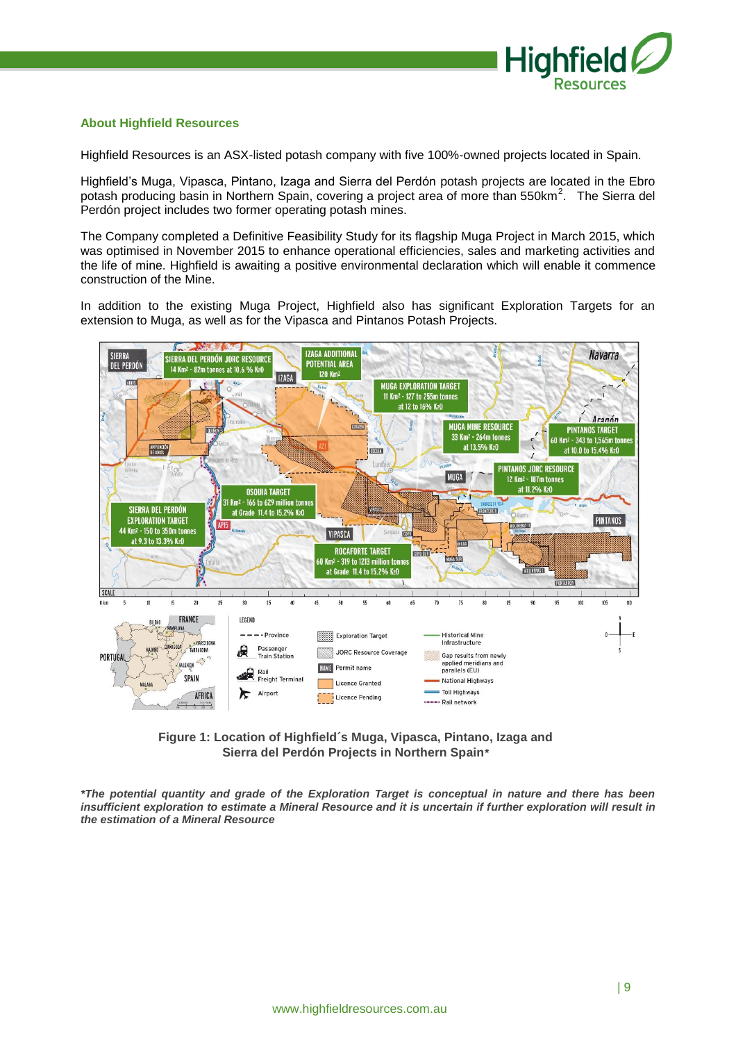## About Highfield Resources

Highfield Resources is an ASX-listed potash company with five 100%-owned projects located in Spain.

Highfield's Muga, Vipasca, Pintano, Izaga and Sierra del Perdón potash projects are located in the Ebro potash producing basin in Northern Spain, covering a project area of more than 550km². The Sierra del Perdón project includes two former operating potash mines.

The Company completed a Definitive Feasibility Study for its flagship Muga Project in March 2015, which was optimised in November 2015 to enhance operational efficiencies, sales and marketing activities and the life of mine. Highfield is awaiting a positive environmental declaration which will enable it commence construction of the Mine.

In addition to the existing Muga Project, Highfield also has significant Exploration Targets for an extension to Muga, as well as for the Vipasca and Pintanos Potash Projects.

**Figure 1: Location of Highfield´s Muga, Vipasca, Pintano, Izaga and Sierra del Perdón Projects in Northern Spain***

***The potential quantity and grade of the Exploration Target is conceptual in nature and there has been insufficient exploration to estimate a Mineral Resource and it is uncertain if further exploration will result in the estimation of a Mineral Resource***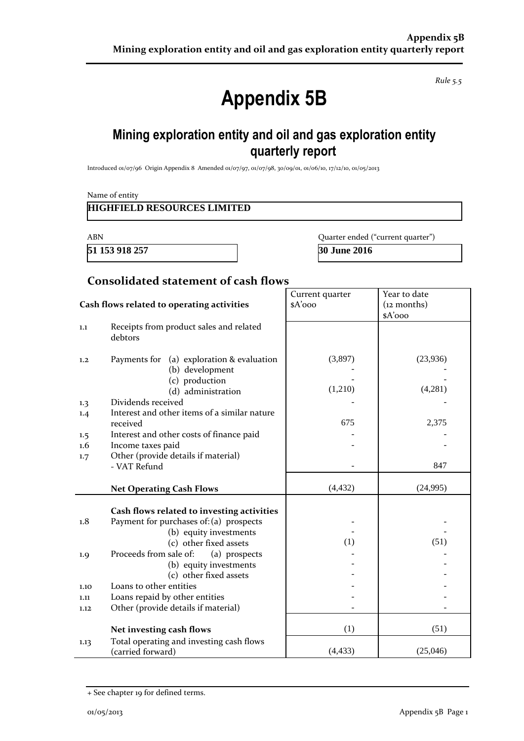*Rule 5.5*

# Appendix 5B

## Mining exploration entity and oil and gas exploration entity quarterly report

Introduced 01/07/96 Origin Appendix 8 Amended 01/07/97, 01/07/98, 30/09/01, 01/06/10, 17/12/10, 01/05/2013

Name of entity

**HIGHFIELD RESOURCES LIMITED**

| ABN | Quarter ended ("current quarter") |
|---|---|
| **51 153 918 257** | **30 June 2016** |

## Consolidated statement of cash flows

| | Cash flows related to operating activities | Current quarter $A'000 | Year to date (12 months) $A'000 |
|---|---|---|---|
| 1.1 | Receipts from product sales and related debtors | | |
| 1.2 | Payments for (a) exploration & evaluation | (3,897) | (23,936) |
| | (b) development | - | - |
| | (c) production | - | - |
| | (d) administration | (1,210) | (4,281) |
| 1.3 | Dividends received | - | - |
| 1.4 | Interest and other items of a similar nature received | 675 | 2,375 |
| 1.5 | Interest and other costs of finance paid | - | - |
| 1.6 | Income taxes paid | - | - |
| 1.7 | Other (provide details if material) - VAT Refund | - | 847 |
| | **Net Operating Cash Flows** | (4,432) | (24,995) |
| | **Cash flows related to investing activities** | | |
| 1.8 | Payment for purchases of: (a) prospects | - | - |
| | (b) equity investments | - | - |
| | (c) other fixed assets | (1) | (51) |
| 1.9 | Proceeds from sale of: (a) prospects | - | - |
| | (b) equity investments | - | - |
| | (c) other fixed assets | - | - |
| 1.10 | Loans to other entities | - | - |
| 1.11 | Loans repaid by other entities | - | - |
| 1.12 | Other (provide details if material) | - | - |
| | **Net investing cash flows** | (1) | (51) |
| 1.13 | Total operating and investing cash flows (carried forward) | (4,433) | (25,046) |

+ See chapter 19 for defined terms.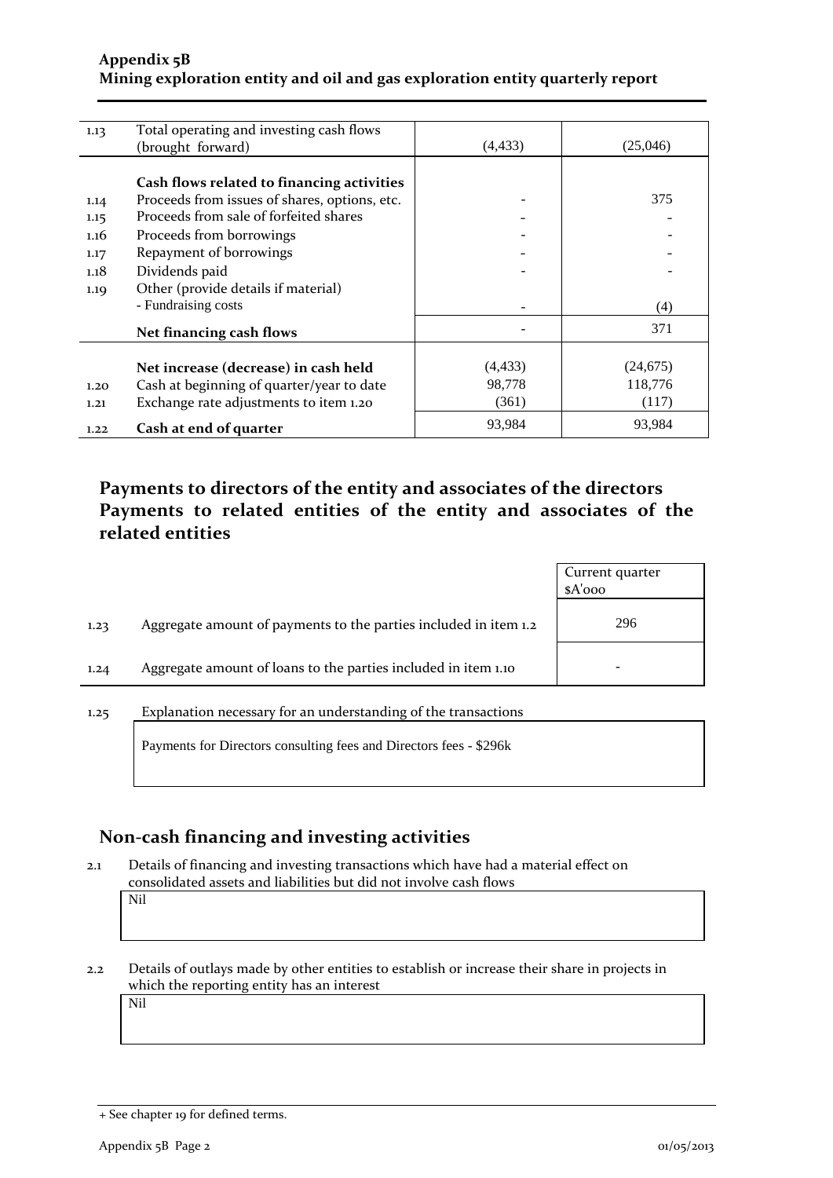| | | | |
|---|---|---|---|
| 1.13 | Total operating and investing cash flows (brought forward) | (4,433) | (25,046) |
| | **Cash flows related to financing activities** | | |
| 1.14 | Proceeds from issues of shares, options, etc. | - | 375 |
| 1.15 | Proceeds from sale of forfeited shares | - | - |
| 1.16 | Proceeds from borrowings | - | - |
| 1.17 | Repayment of borrowings | - | - |
| 1.18 | Dividends paid | - | - |
| 1.19 | Other (provide details if material)<br>- Fundraising costs | - | (4) |
| | **Net financing cash flows** | - | 371 |
| | **Net increase (decrease) in cash held** | (4,433) | (24,675) |
| 1.20 | Cash at beginning of quarter/year to date | 98,778 | 118,776 |
| 1.21 | Exchange rate adjustments to item 1.20 | (361) | (117) |
| 1.22 | **Cash at end of quarter** | 93,984 | 93,984 |

## Payments to directors of the entity and associates of the directors Payments to related entities of the entity and associates of the related entities

| | | Current quarter $A'000 |
|---|---|---|
| 1.23 | Aggregate amount of payments to the parties included in item 1.2 | 296 |
| 1.24 | Aggregate amount of loans to the parties included in item 1.10 | - |

1.25 Explanation necessary for an understanding of the transactions

Payments for Directors consulting fees and Directors fees - $296k

## Non-cash financing and investing activities

2.1 Details of financing and investing transactions which have had a material effect on consolidated assets and liabilities but did not involve cash flows

Nil

2.2 Details of outlays made by other entities to establish or increase their share in projects in which the reporting entity has an interest

Nil

+ See chapter 19 for defined terms.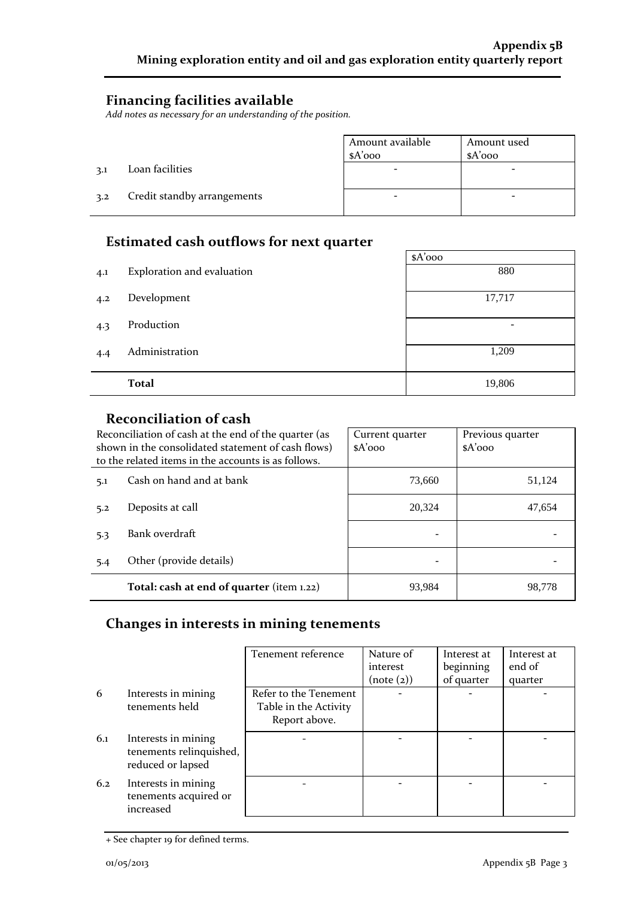## Financing facilities available

*Add notes as necessary for an understanding of the position.*

| | | Amount available $A'000 | Amount used $A'000 |
|---|---|---|---|
| 3.1 | Loan facilities | - | - |
| 3.2 | Credit standby arrangements | - | - |

## Estimated cash outflows for next quarter

| | | $A'000 |
|---|---|---|
| 4.1 | Exploration and evaluation | 880 |
| 4.2 | Development | 17,717 |
| 4.3 | Production | - |
| 4.4 | Administration | 1,209 |
| | **Total** | 19,806 |

## Reconciliation of cash

| Reconciliation of cash at the end of the quarter (as shown in the consolidated statement of cash flows) to the related items in the accounts is as follows. | | Current quarter $A'000 | Previous quarter $A'000 |
|---|---|---|---|
| 5.1 | Cash on hand and at bank | 73,660 | 51,124 |
| 5.2 | Deposits at call | 20,324 | 47,654 |
| 5.3 | Bank overdraft | - | - |
| 5.4 | Other (provide details) | - | - |
| | **Total: cash at end of quarter** (item 1.22) | 93,984 | 98,778 |

## Changes in interests in mining tenements

| | | Tenement reference | Nature of interest (note (2)) | Interest at beginning of quarter | Interest at end of quarter |
|---|---|---|---|---|---|
| 6 | Interests in mining tenements held | Refer to the Tenement Table in the Activity Report above. | - | - | - |
| 6.1 | Interests in mining tenements relinquished, reduced or lapsed | - | - | - | - |
| 6.2 | Interests in mining tenements acquired or increased | - | - | - | - |

+ See chapter 19 for defined terms.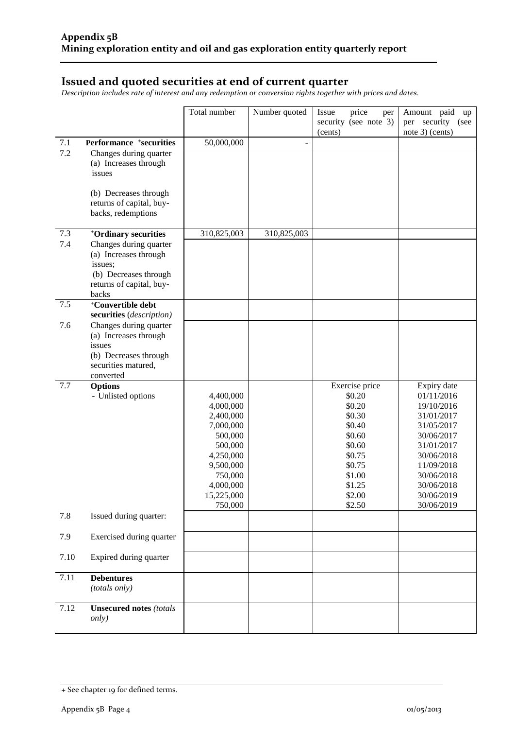## Issued and quoted securities at end of current quarter

*Description includes rate of interest and any redemption or conversion rights together with prices and dates.*

| | | Total number | Number quoted | Issue price per security (see note 3) (cents) | Amount paid up per security (see note 3) (cents) |
|---|---|---|---|---|---|
| 7.1 | **Performance +securities** | 50,000,000 | - | | |
| 7.2 | Changes during quarter (a) Increases through issues<br><br>(b) Decreases through returns of capital, buy-backs, redemptions | | | | |
| 7.3 | **+Ordinary securities** | 310,825,003 | 310,825,003 | | |
| 7.4 | Changes during quarter (a) Increases through issues; (b) Decreases through returns of capital, buy-backs | | | | |
| 7.5 | **+Convertible debt securities** *(description)* | | | | |
| 7.6 | Changes during quarter (a) Increases through issues (b) Decreases through securities matured, converted | | | | |
| 7.7 | **Options**<br>- Unlisted options | <br>4,400,000<br>4,000,000<br>2,400,000<br>7,000,000<br>500,000<br>500,000<br>4,250,000<br>9,500,000<br>750,000<br>4,000,000<br>15,225,000<br>750,000 | | Exercise price<br>$0.20<br>$0.20<br>$0.30<br>$0.40<br>$0.60<br>$0.60<br>$0.75<br>$0.75<br>$1.00<br>$1.25<br>$2.00<br>$2.50 | Expiry date<br>01/11/2016<br>19/10/2016<br>31/01/2017<br>31/05/2017<br>30/06/2017<br>31/01/2017<br>30/06/2018<br>11/09/2018<br>30/06/2018<br>30/06/2018<br>30/06/2019<br>30/06/2019 |
| 7.8 | Issued during quarter: | | | | |
| 7.9 | Exercised during quarter | | | | |
| 7.10 | Expired during quarter | | | | |
| 7.11 | **Debentures** *(totals only)* | | | | |
| 7.12 | **Unsecured notes** *(totals only)* | | | | |

+ See chapter 19 for defined terms.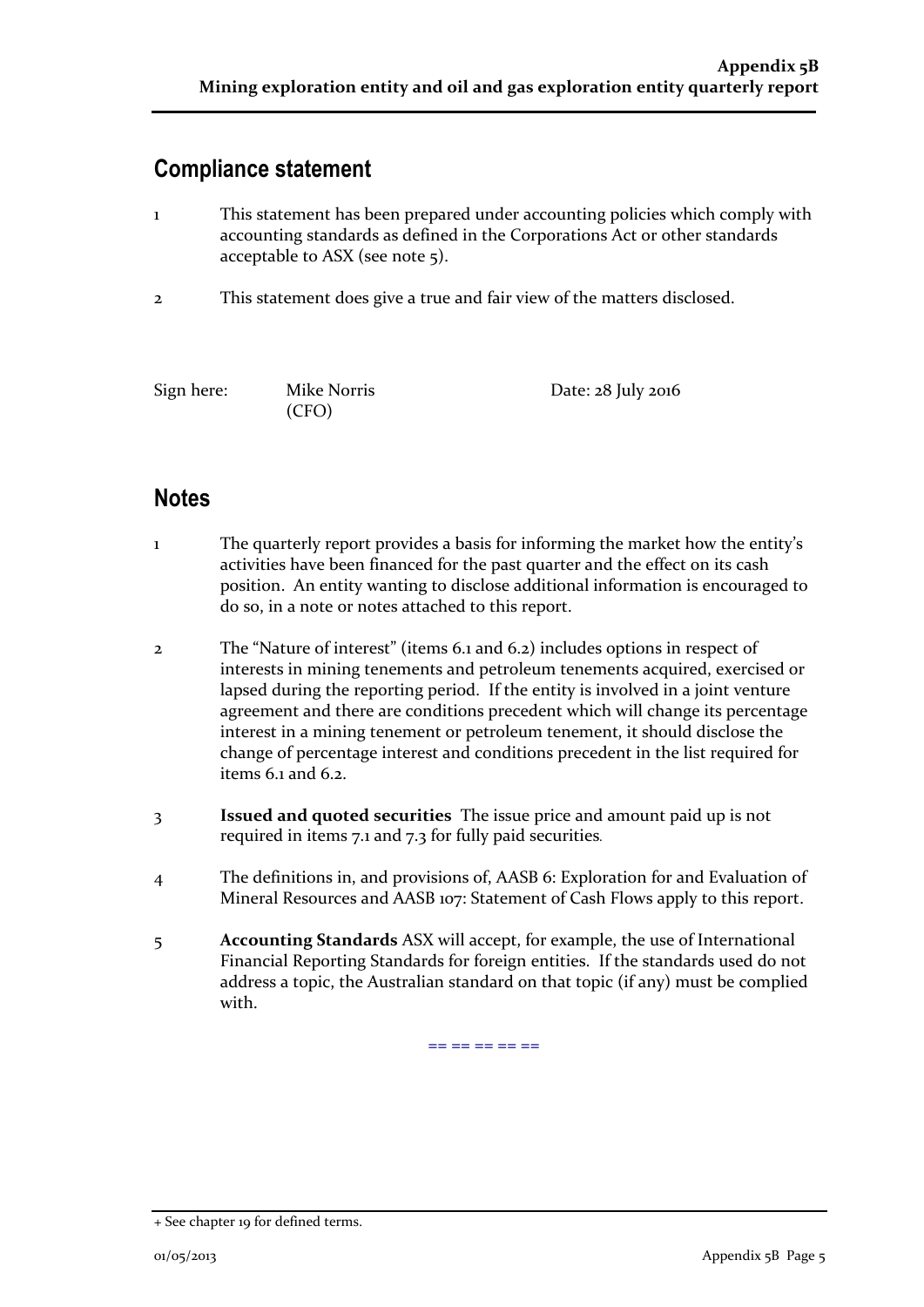## Compliance statement

1 This statement has been prepared under accounting policies which comply with accounting standards as defined in the Corporations Act or other standards acceptable to ASX (see note 5).

2 This statement does give a true and fair view of the matters disclosed.

Sign here: Mike Norris (CFO) Date: 28 July 2016

## Notes

1 The quarterly report provides a basis for informing the market how the entity's activities have been financed for the past quarter and the effect on its cash position. An entity wanting to disclose additional information is encouraged to do so, in a note or notes attached to this report.

2 The "Nature of interest" (items 6.1 and 6.2) includes options in respect of interests in mining tenements and petroleum tenements acquired, exercised or lapsed during the reporting period. If the entity is involved in a joint venture agreement and there are conditions precedent which will change its percentage interest in a mining tenement or petroleum tenement, it should disclose the change of percentage interest and conditions precedent in the list required for items 6.1 and 6.2.

3 **Issued and quoted securities** The issue price and amount paid up is not required in items 7.1 and 7.3 for fully paid securities.

4 The definitions in, and provisions of, AASB 6: Exploration for and Evaluation of Mineral Resources and AASB 107: Statement of Cash Flows apply to this report.

5 **Accounting Standards** ASX will accept, for example, the use of International Financial Reporting Standards for foreign entities. If the standards used do not address a topic, the Australian standard on that topic (if any) must be complied with.

== == == == ==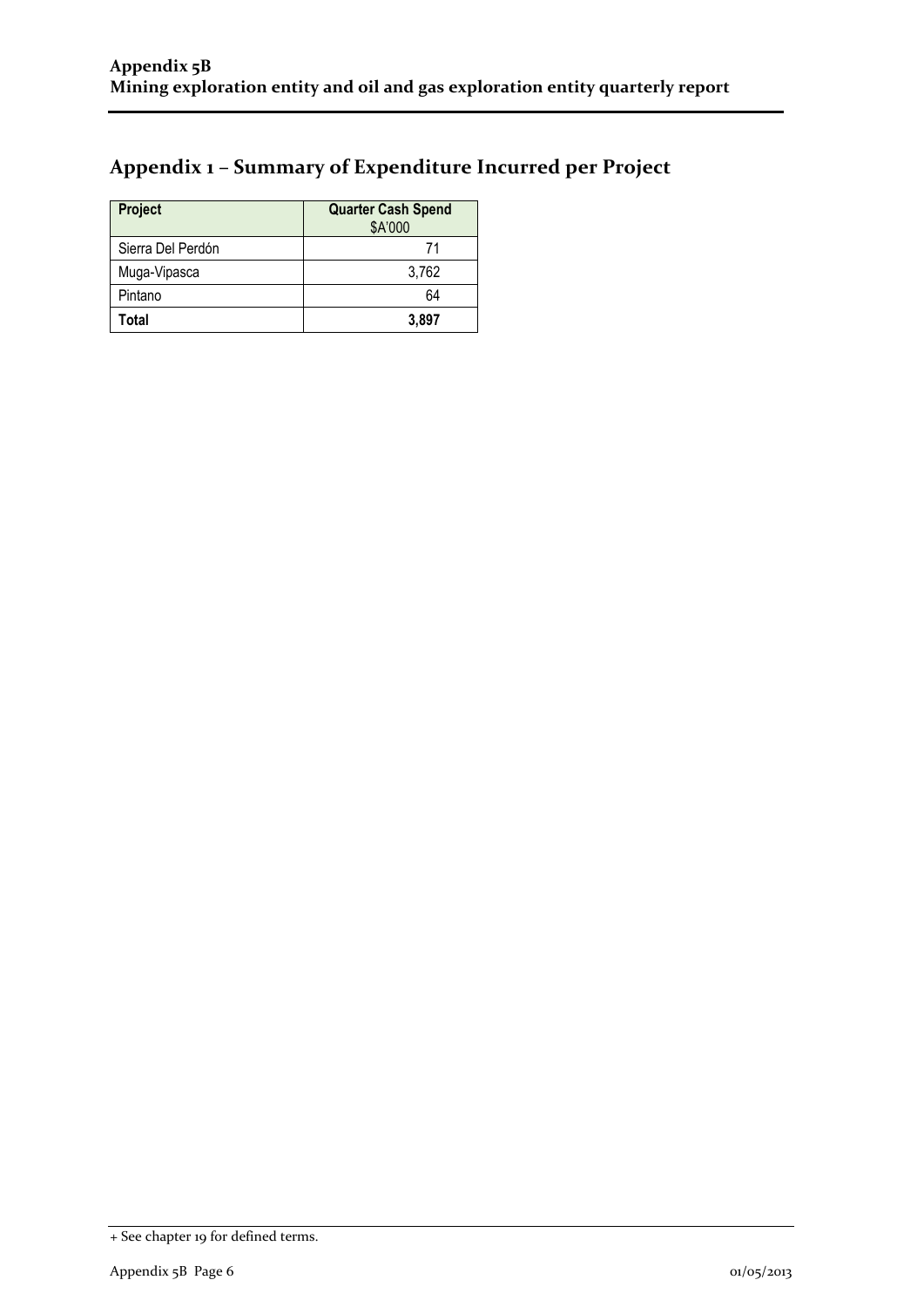## Appendix 1 – Summary of Expenditure Incurred per Project

| Project | Quarter Cash Spend $A'000 |
|---|---|
| Sierra Del Perdón | 71 |
| Muga-Vipasca | 3,762 |
| Pintano | 64 |
| **Total** | **3,897** |

+ See chapter 19 for defined terms.